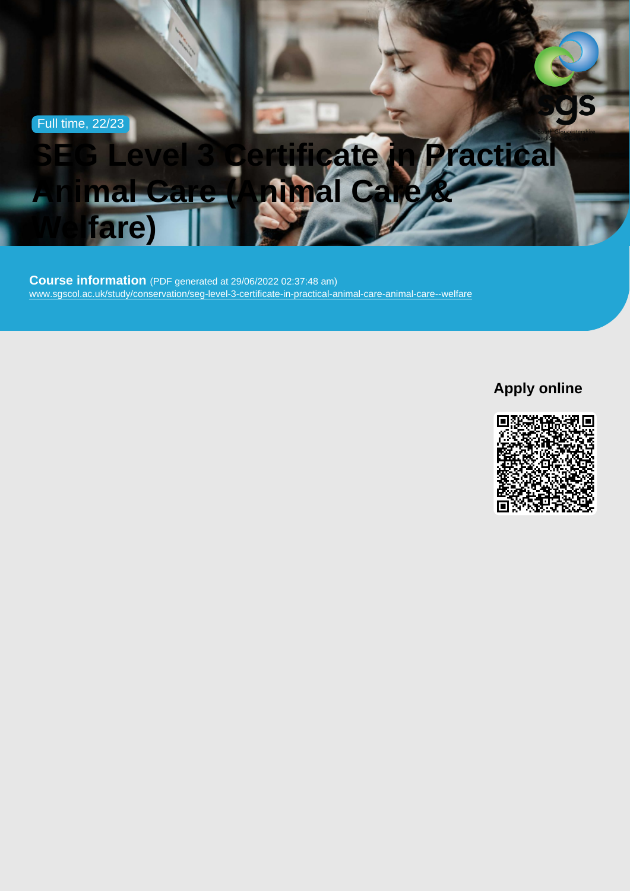Full time, 22/23

# SEG Level 3 Certificate in Practical Animal Care (Animal Care & Welfare)

**Course information** (PDF generated at 29/06/2022 02:37:48 am)
www.sgscol.ac.uk/study/conservation/seg-level-3-certificate-in-practical-animal-care-animal-care--welfare

## Apply online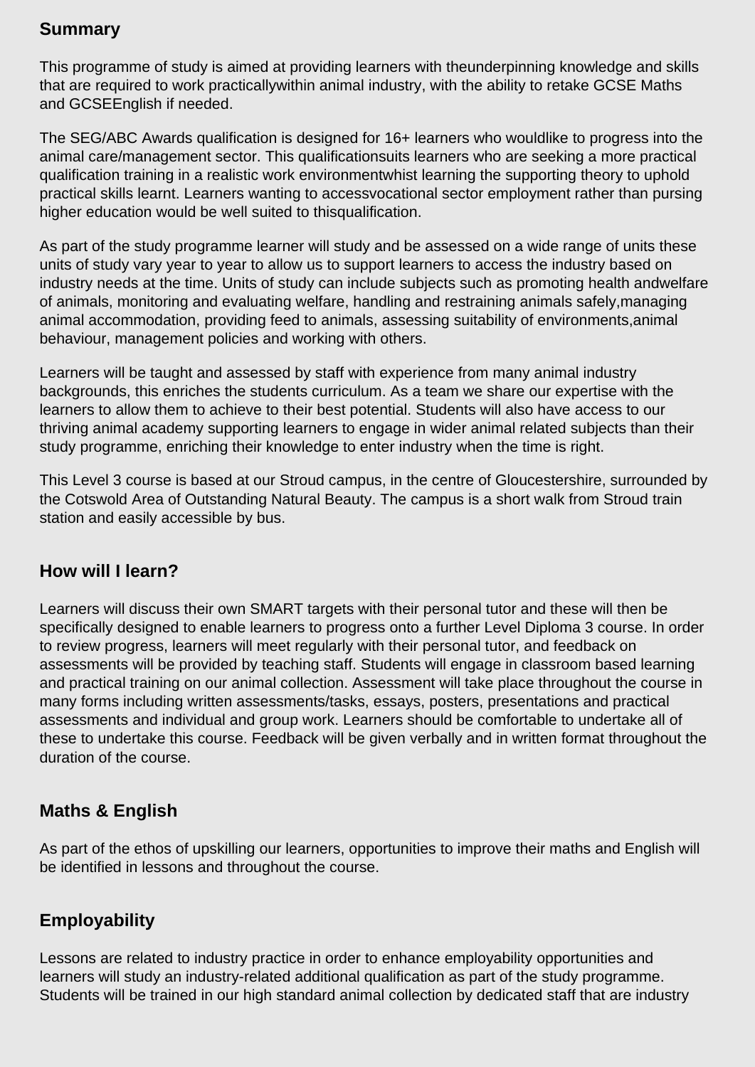## Summary

This programme of study is aimed at providing learners with theunderpinning knowledge and skills that are required to work practicallywithin animal industry, with the ability to retake GCSE Maths and GCSEEnglish if needed.

The SEG/ABC Awards qualification is designed for 16+ learners who wouldlike to progress into the animal care/management sector. This qualificationsuits learners who are seeking a more practical qualification training in a realistic work environmentwhist learning the supporting theory to uphold practical skills learnt. Learners wanting to accessvocational sector employment rather than pursing higher education would be well suited to thisqualification.

As part of the study programme learner will study and be assessed on a wide range of units these units of study vary year to year to allow us to support learners to access the industry based on industry needs at the time. Units of study can include subjects such as promoting health andwelfare of animals, monitoring and evaluating welfare, handling and restraining animals safely,managing animal accommodation, providing feed to animals, assessing suitability of environments,animal behaviour, management policies and working with others.

Learners will be taught and assessed by staff with experience from many animal industry backgrounds, this enriches the students curriculum. As a team we share our expertise with the learners to allow them to achieve to their best potential. Students will also have access to our thriving animal academy supporting learners to engage in wider animal related subjects than their study programme, enriching their knowledge to enter industry when the time is right.

This Level 3 course is based at our Stroud campus, in the centre of Gloucestershire, surrounded by the Cotswold Area of Outstanding Natural Beauty. The campus is a short walk from Stroud train station and easily accessible by bus.

## How will I learn?

Learners will discuss their own SMART targets with their personal tutor and these will then be specifically designed to enable learners to progress onto a further Level Diploma 3 course. In order to review progress, learners will meet regularly with their personal tutor, and feedback on assessments will be provided by teaching staff. Students will engage in classroom based learning and practical training on our animal collection. Assessment will take place throughout the course in many forms including written assessments/tasks, essays, posters, presentations and practical assessments and individual and group work. Learners should be comfortable to undertake all of these to undertake this course. Feedback will be given verbally and in written format throughout the duration of the course.

## Maths & English

As part of the ethos of upskilling our learners, opportunities to improve their maths and English will be identified in lessons and throughout the course.

## Employability

Lessons are related to industry practice in order to enhance employability opportunities and learners will study an industry-related additional qualification as part of the study programme. Students will be trained in our high standard animal collection by dedicated staff that are industry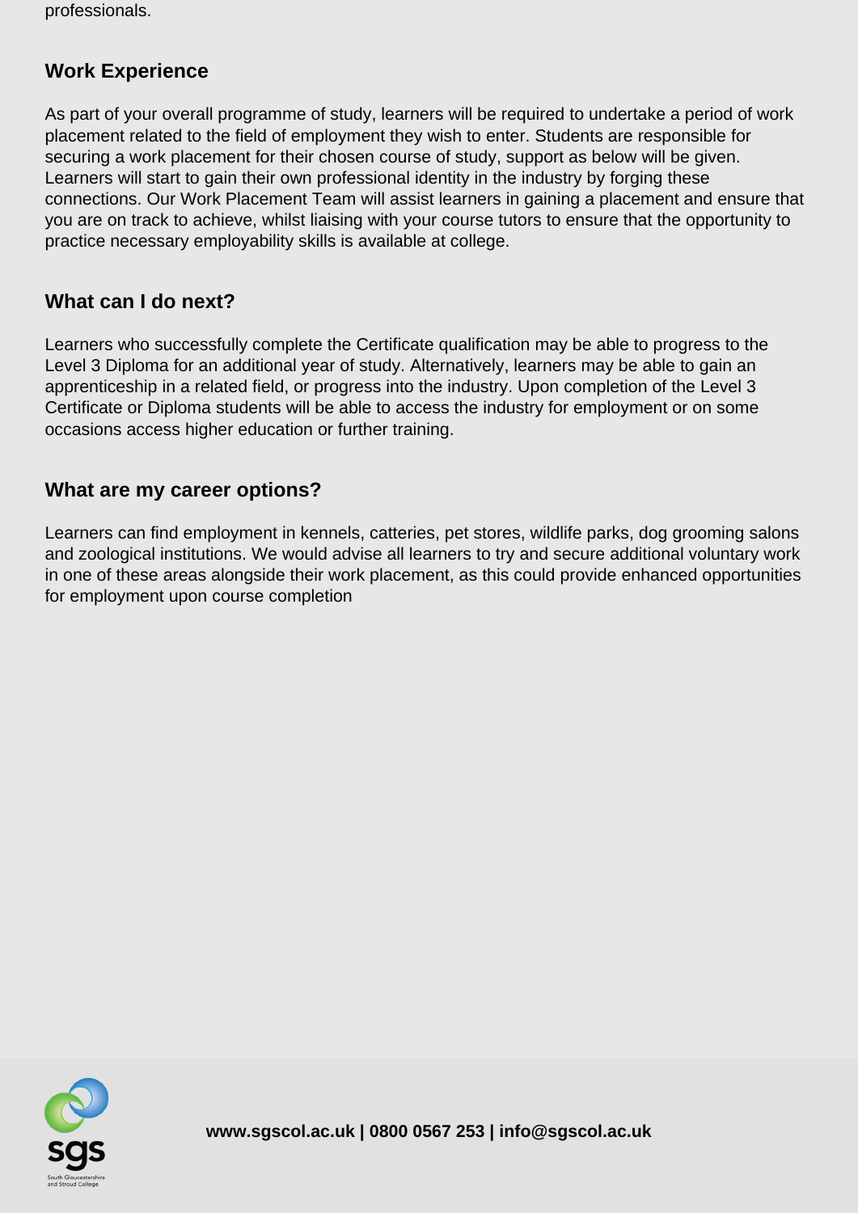professionals.

## Work Experience

As part of your overall programme of study, learners will be required to undertake a period of work placement related to the field of employment they wish to enter. Students are responsible for securing a work placement for their chosen course of study, support as below will be given. Learners will start to gain their own professional identity in the industry by forging these connections. Our Work Placement Team will assist learners in gaining a placement and ensure that you are on track to achieve, whilst liaising with your course tutors to ensure that the opportunity to practice necessary employability skills is available at college.

## What can I do next?

Learners who successfully complete the Certificate qualification may be able to progress to the Level 3 Diploma for an additional year of study. Alternatively, learners may be able to gain an apprenticeship in a related field, or progress into the industry. Upon completion of the Level 3 Certificate or Diploma students will be able to access the industry for employment or on some occasions access higher education or further training.

## What are my career options?

Learners can find employment in kennels, catteries, pet stores, wildlife parks, dog grooming salons and zoological institutions. We would advise all learners to try and secure additional voluntary work in one of these areas alongside their work placement, as this could provide enhanced opportunities for employment upon course completion

**www.sgscol.ac.uk | 0800 0567 253 | info@sgscol.ac.uk**